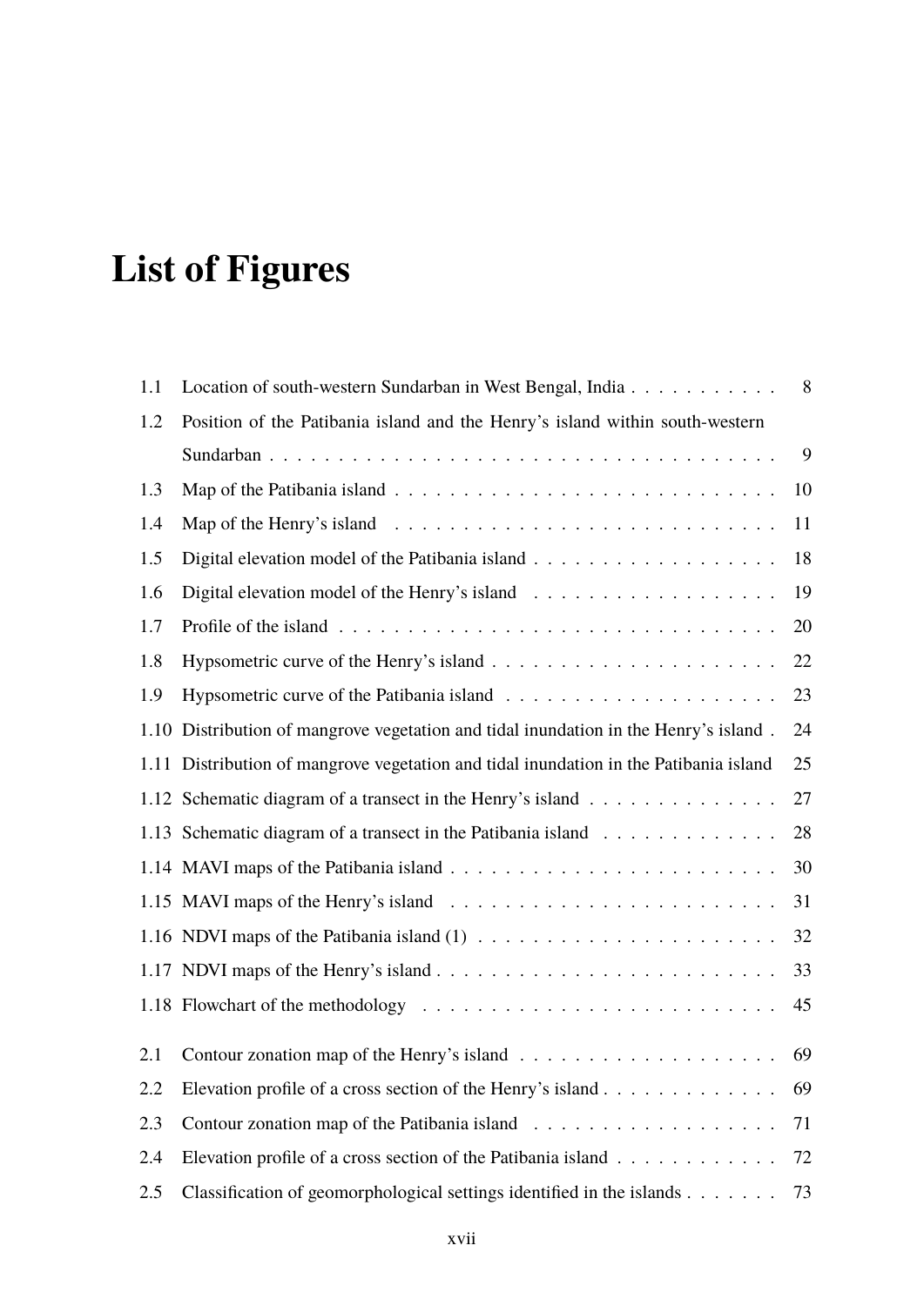# List of Figures

| | | |
|---|---|---|
| 1.1 | Location of south-western Sundarban in West Bengal, India | 8 |
| 1.2 | Position of the Patibania island and the Henry's island within south-western Sundarban | 9 |
| 1.3 | Map of the Patibania island | 10 |
| 1.4 | Map of the Henry's island | 11 |
| 1.5 | Digital elevation model of the Patibania island | 18 |
| 1.6 | Digital elevation model of the Henry's island | 19 |
| 1.7 | Profile of the island | 20 |
| 1.8 | Hypsometric curve of the Henry's island | 22 |
| 1.9 | Hypsometric curve of the Patibania island | 23 |
| 1.10 | Distribution of mangrove vegetation and tidal inundation in the Henry's island | 24 |
| 1.11 | Distribution of mangrove vegetation and tidal inundation in the Patibania island | 25 |
| 1.12 | Schematic diagram of a transect in the Henry's island | 27 |
| 1.13 | Schematic diagram of a transect in the Patibania island | 28 |
| 1.14 | MAVI maps of the Patibania island | 30 |
| 1.15 | MAVI maps of the Henry's island | 31 |
| 1.16 | NDVI maps of the Patibania island (1) | 32 |
| 1.17 | NDVI maps of the Henry's island | 33 |
| 1.18 | Flowchart of the methodology | 45 |
| 2.1 | Contour zonation map of the Henry's island | 69 |
| 2.2 | Elevation profile of a cross section of the Henry's island | 69 |
| 2.3 | Contour zonation map of the Patibania island | 71 |
| 2.4 | Elevation profile of a cross section of the Patibania island | 72 |
| 2.5 | Classification of geomorphological settings identified in the islands | 73 |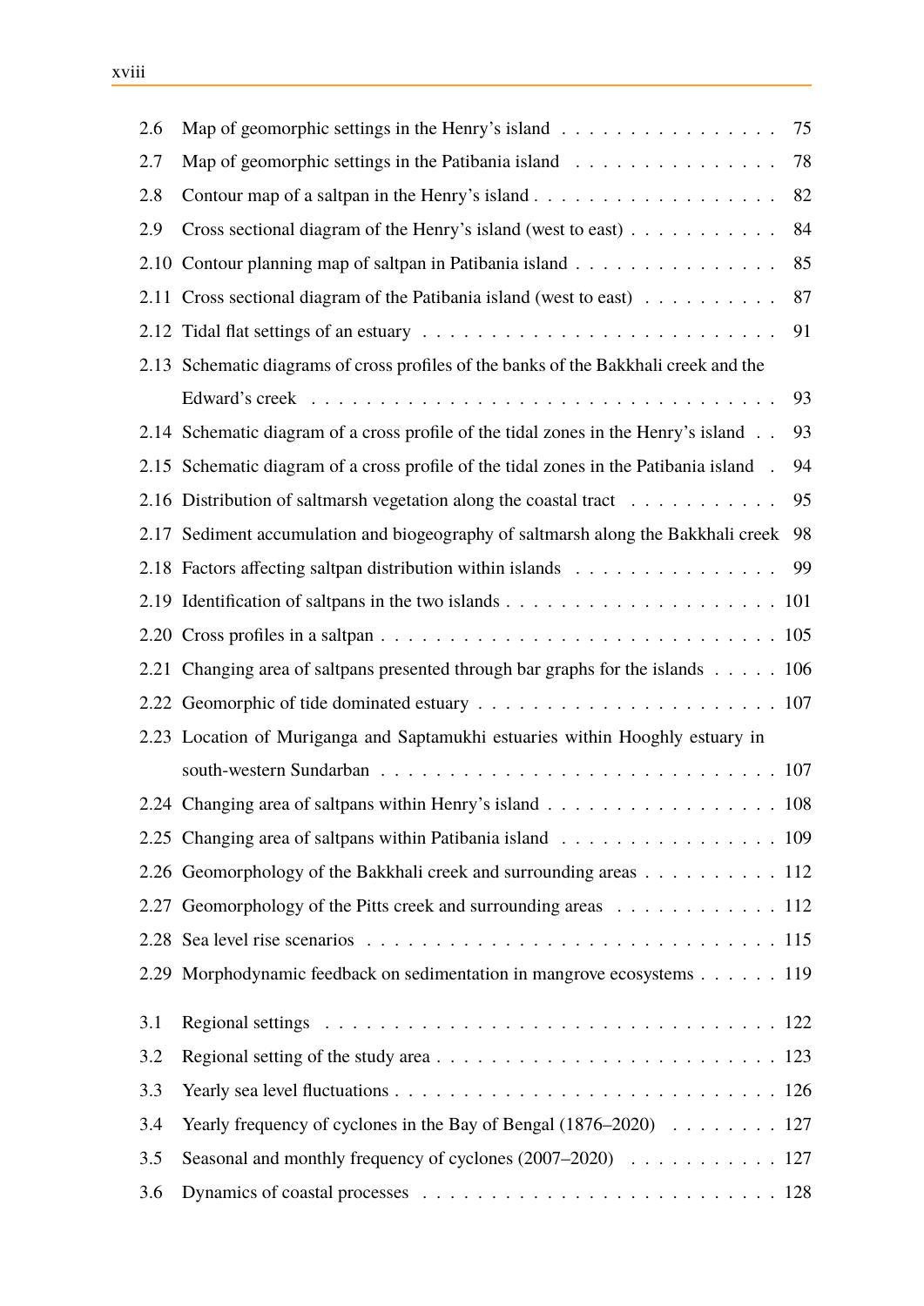| | | |
|---|---|---|
| 2.6 | Map of geomorphic settings in the Henry's island | 75 |
| 2.7 | Map of geomorphic settings in the Patibania island | 78 |
| 2.8 | Contour map of a saltpan in the Henry's island | 82 |
| 2.9 | Cross sectional diagram of the Henry's island (west to east) | 84 |
| 2.10 | Contour planning map of saltpan in Patibania island | 85 |
| 2.11 | Cross sectional diagram of the Patibania island (west to east) | 87 |
| 2.12 | Tidal flat settings of an estuary | 91 |
| 2.13 | Schematic diagrams of cross profiles of the banks of the Bakkhali creek and the Edward's creek | 93 |
| 2.14 | Schematic diagram of a cross profile of the tidal zones in the Henry's island | 93 |
| 2.15 | Schematic diagram of a cross profile of the tidal zones in the Patibania island | 94 |
| 2.16 | Distribution of saltmarsh vegetation along the coastal tract | 95 |
| 2.17 | Sediment accumulation and biogeography of saltmarsh along the Bakkhali creek | 98 |
| 2.18 | Factors affecting saltpan distribution within islands | 99 |
| 2.19 | Identification of saltpans in the two islands | 101 |
| 2.20 | Cross profiles in a saltpan | 105 |
| 2.21 | Changing area of saltpans presented through bar graphs for the islands | 106 |
| 2.22 | Geomorphic of tide dominated estuary | 107 |
| 2.23 | Location of Muriganga and Saptamukhi estuaries within Hooghly estuary in south-western Sundarban | 107 |
| 2.24 | Changing area of saltpans within Henry's island | 108 |
| 2.25 | Changing area of saltpans within Patibania island | 109 |
| 2.26 | Geomorphology of the Bakkhali creek and surrounding areas | 112 |
| 2.27 | Geomorphology of the Pitts creek and surrounding areas | 112 |
| 2.28 | Sea level rise scenarios | 115 |
| 2.29 | Morphodynamic feedback on sedimentation in mangrove ecosystems | 119 |
| 3.1 | Regional settings | 122 |
| 3.2 | Regional setting of the study area | 123 |
| 3.3 | Yearly sea level fluctuations | 126 |
| 3.4 | Yearly frequency of cyclones in the Bay of Bengal (1876–2020) | 127 |
| 3.5 | Seasonal and monthly frequency of cyclones (2007–2020) | 127 |
| 3.6 | Dynamics of coastal processes | 128 |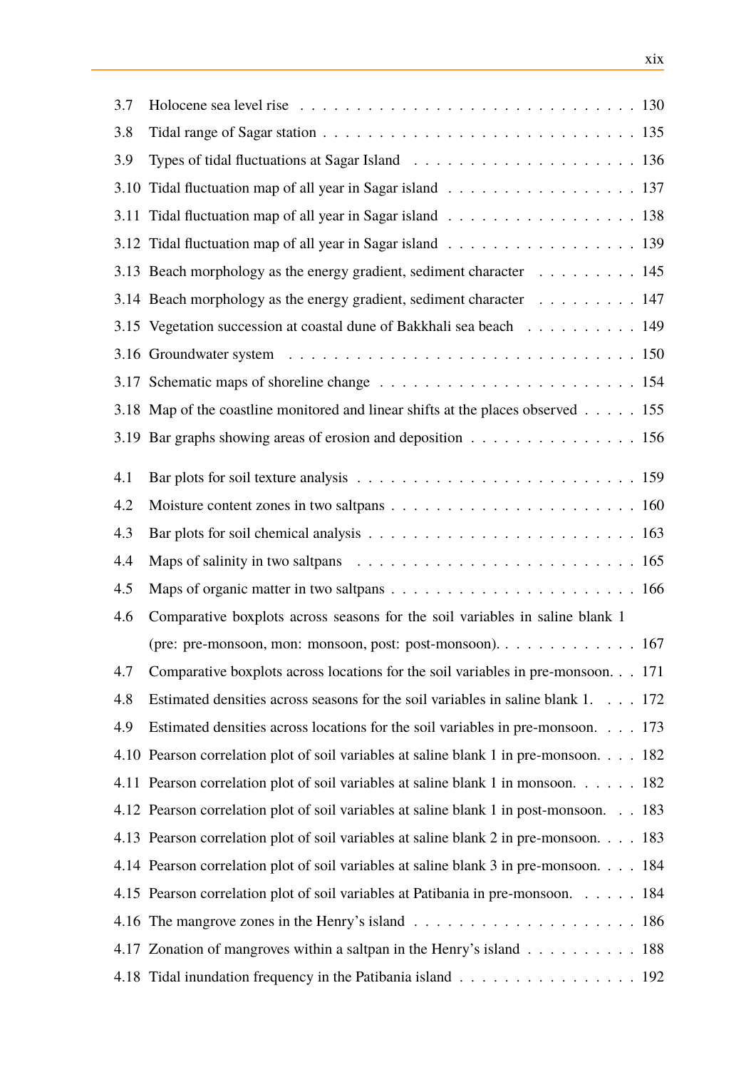3.7 Holocene sea level rise . . . . . . . . . . . . . . . . . . . . . . . . . . . . 130
3.8 Tidal range of Sagar station . . . . . . . . . . . . . . . . . . . . . . . . . . 135
3.9 Types of tidal fluctuations at Sagar Island . . . . . . . . . . . . . . . . . . . 136
3.10 Tidal fluctuation map of all year in Sagar island . . . . . . . . . . . . . . . . 137
3.11 Tidal fluctuation map of all year in Sagar island . . . . . . . . . . . . . . . . 138
3.12 Tidal fluctuation map of all year in Sagar island . . . . . . . . . . . . . . . . 139
3.13 Beach morphology as the energy gradient, sediment character . . . . . . . . . 145
3.14 Beach morphology as the energy gradient, sediment character . . . . . . . . . 147
3.15 Vegetation succession at coastal dune of Bakkhali sea beach . . . . . . . . . . 149
3.16 Groundwater system . . . . . . . . . . . . . . . . . . . . . . . . . . . . . . 150
3.17 Schematic maps of shoreline change . . . . . . . . . . . . . . . . . . . . . . 154
3.18 Map of the coastline monitored and linear shifts at the places observed . . . . . 155
3.19 Bar graphs showing areas of erosion and deposition . . . . . . . . . . . . . . . 156

4.1 Bar plots for soil texture analysis . . . . . . . . . . . . . . . . . . . . . . . . 159
4.2 Moisture content zones in two saltpans . . . . . . . . . . . . . . . . . . . . . 160
4.3 Bar plots for soil chemical analysis . . . . . . . . . . . . . . . . . . . . . . . 163
4.4 Maps of salinity in two saltpans . . . . . . . . . . . . . . . . . . . . . . . . 165
4.5 Maps of organic matter in two saltpans . . . . . . . . . . . . . . . . . . . . . 166
4.6 Comparative boxplots across seasons for the soil variables in saline blank 1 (pre: pre-monsoon, mon: monsoon, post: post-monsoon). . . . . . . . . . . . . . 167
4.7 Comparative boxplots across locations for the soil variables in pre-monsoon. . . 171
4.8 Estimated densities across seasons for the soil variables in saline blank 1. . . . 172
4.9 Estimated densities across locations for the soil variables in pre-monsoon. . . . 173
4.10 Pearson correlation plot of soil variables at saline blank 1 in pre-monsoon. . . . 182
4.11 Pearson correlation plot of soil variables at saline blank 1 in monsoon. . . . . . 182
4.12 Pearson correlation plot of soil variables at saline blank 1 in post-monsoon. . . 183
4.13 Pearson correlation plot of soil variables at saline blank 2 in pre-monsoon. . . . 183
4.14 Pearson correlation plot of soil variables at saline blank 3 in pre-monsoon. . . . 184
4.15 Pearson correlation plot of soil variables at Patibania in pre-monsoon. . . . . . 184
4.16 The mangrove zones in the Henry's island . . . . . . . . . . . . . . . . . . . 186
4.17 Zonation of mangroves within a saltpan in the Henry's island . . . . . . . . . . 188
4.18 Tidal inundation frequency in the Patibania island . . . . . . . . . . . . . . . . 192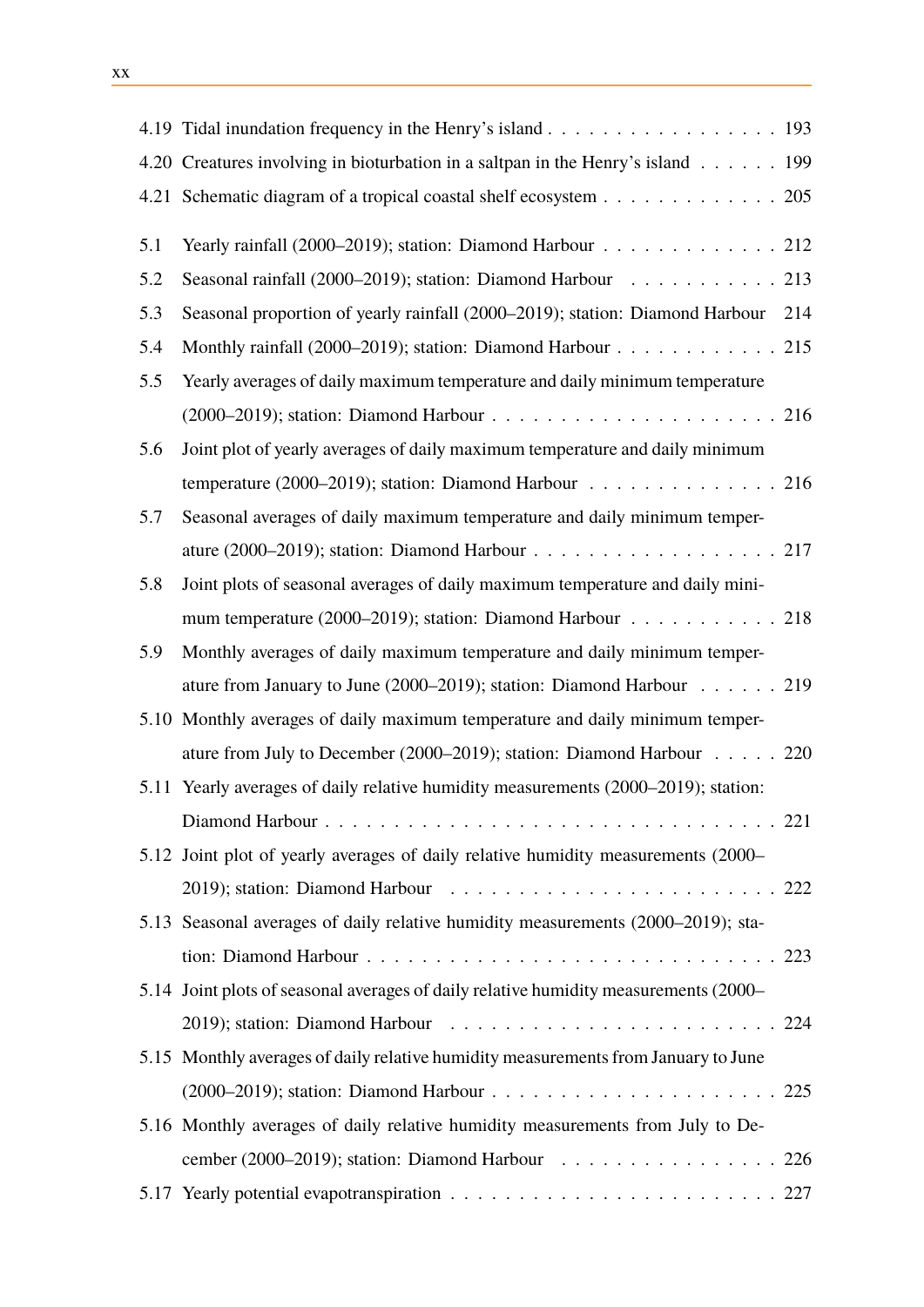4.19 Tidal inundation frequency in the Henry's island . . . . . . . . . . . . . . . . . 193

4.20 Creatures involving in bioturbation in a saltpan in the Henry's island . . . . . . 199

4.21 Schematic diagram of a tropical coastal shelf ecosystem . . . . . . . . . . . . . 205

5.1 Yearly rainfall (2000–2019); station: Diamond Harbour . . . . . . . . . . . . . 212

5.2 Seasonal rainfall (2000–2019); station: Diamond Harbour . . . . . . . . . . . 213

5.3 Seasonal proportion of yearly rainfall (2000–2019); station: Diamond Harbour 214

5.4 Monthly rainfall (2000–2019); station: Diamond Harbour . . . . . . . . . . . . 215

5.5 Yearly averages of daily maximum temperature and daily minimum temperature (2000–2019); station: Diamond Harbour . . . . . . . . . . . . . . . . . . . . . 216

5.6 Joint plot of yearly averages of daily maximum temperature and daily minimum temperature (2000–2019); station: Diamond Harbour . . . . . . . . . . . . . . . 216

5.7 Seasonal averages of daily maximum temperature and daily minimum temperature (2000–2019); station: Diamond Harbour . . . . . . . . . . . . . . . . . . 217

5.8 Joint plots of seasonal averages of daily maximum temperature and daily minimum temperature (2000–2019); station: Diamond Harbour . . . . . . . . . . . 218

5.9 Monthly averages of daily maximum temperature and daily minimum temperature from January to June (2000–2019); station: Diamond Harbour . . . . . . 219

5.10 Monthly averages of daily maximum temperature and daily minimum temperature from July to December (2000–2019); station: Diamond Harbour . . . . . 220

5.11 Yearly averages of daily relative humidity measurements (2000–2019); station: Diamond Harbour . . . . . . . . . . . . . . . . . . . . . . . . . . . . . . . . 221

5.12 Joint plot of yearly averages of daily relative humidity measurements (2000–2019); station: Diamond Harbour . . . . . . . . . . . . . . . . . . . . . . . 222

5.13 Seasonal averages of daily relative humidity measurements (2000–2019); station: Diamond Harbour . . . . . . . . . . . . . . . . . . . . . . . . . . . . . 223

5.14 Joint plots of seasonal averages of daily relative humidity measurements (2000–2019); station: Diamond Harbour . . . . . . . . . . . . . . . . . . . . . . . 224

5.15 Monthly averages of daily relative humidity measurements from January to June (2000–2019); station: Diamond Harbour . . . . . . . . . . . . . . . . . . . . . 225

5.16 Monthly averages of daily relative humidity measurements from July to December (2000–2019); station: Diamond Harbour . . . . . . . . . . . . . . . . 226

5.17 Yearly potential evapotranspiration . . . . . . . . . . . . . . . . . . . . . . . . 227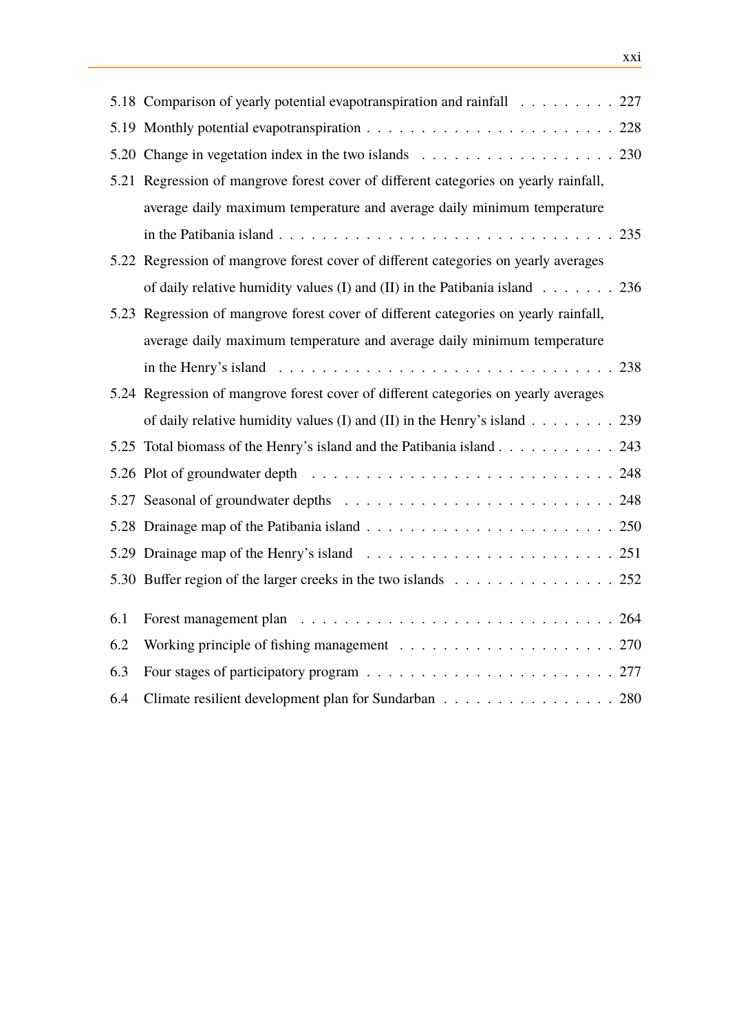5.18 Comparison of yearly potential evapotranspiration and rainfall . . . . . . . . . 227

5.19 Monthly potential evapotranspiration . . . . . . . . . . . . . . . . . . . . . . 228

5.20 Change in vegetation index in the two islands . . . . . . . . . . . . . . . . . 230

5.21 Regression of mangrove forest cover of different categories on yearly rainfall, average daily maximum temperature and average daily minimum temperature in the Patibania island . . . . . . . . . . . . . . . . . . . . . . . . . . . . . 235

5.22 Regression of mangrove forest cover of different categories on yearly averages of daily relative humidity values (I) and (II) in the Patibania island . . . . . . . 236

5.23 Regression of mangrove forest cover of different categories on yearly rainfall, average daily maximum temperature and average daily minimum temperature in the Henry's island . . . . . . . . . . . . . . . . . . . . . . . . . . . . . 238

5.24 Regression of mangrove forest cover of different categories on yearly averages of daily relative humidity values (I) and (II) in the Henry's island . . . . . . . . 239

5.25 Total biomass of the Henry's island and the Patibania island . . . . . . . . . . . 243

5.26 Plot of groundwater depth . . . . . . . . . . . . . . . . . . . . . . . . . . . 248

5.27 Seasonal of groundwater depths . . . . . . . . . . . . . . . . . . . . . . . . 248

5.28 Drainage map of the Patibania island . . . . . . . . . . . . . . . . . . . . . . 250

5.29 Drainage map of the Henry's island . . . . . . . . . . . . . . . . . . . . . . 251

5.30 Buffer region of the larger creeks in the two islands . . . . . . . . . . . . . . . 252

6.1 Forest management plan . . . . . . . . . . . . . . . . . . . . . . . . . . . . 264

6.2 Working principle of fishing management . . . . . . . . . . . . . . . . . . . 270

6.3 Four stages of participatory program . . . . . . . . . . . . . . . . . . . . . . 277

6.4 Climate resilient development plan for Sundarban . . . . . . . . . . . . . . . . 280